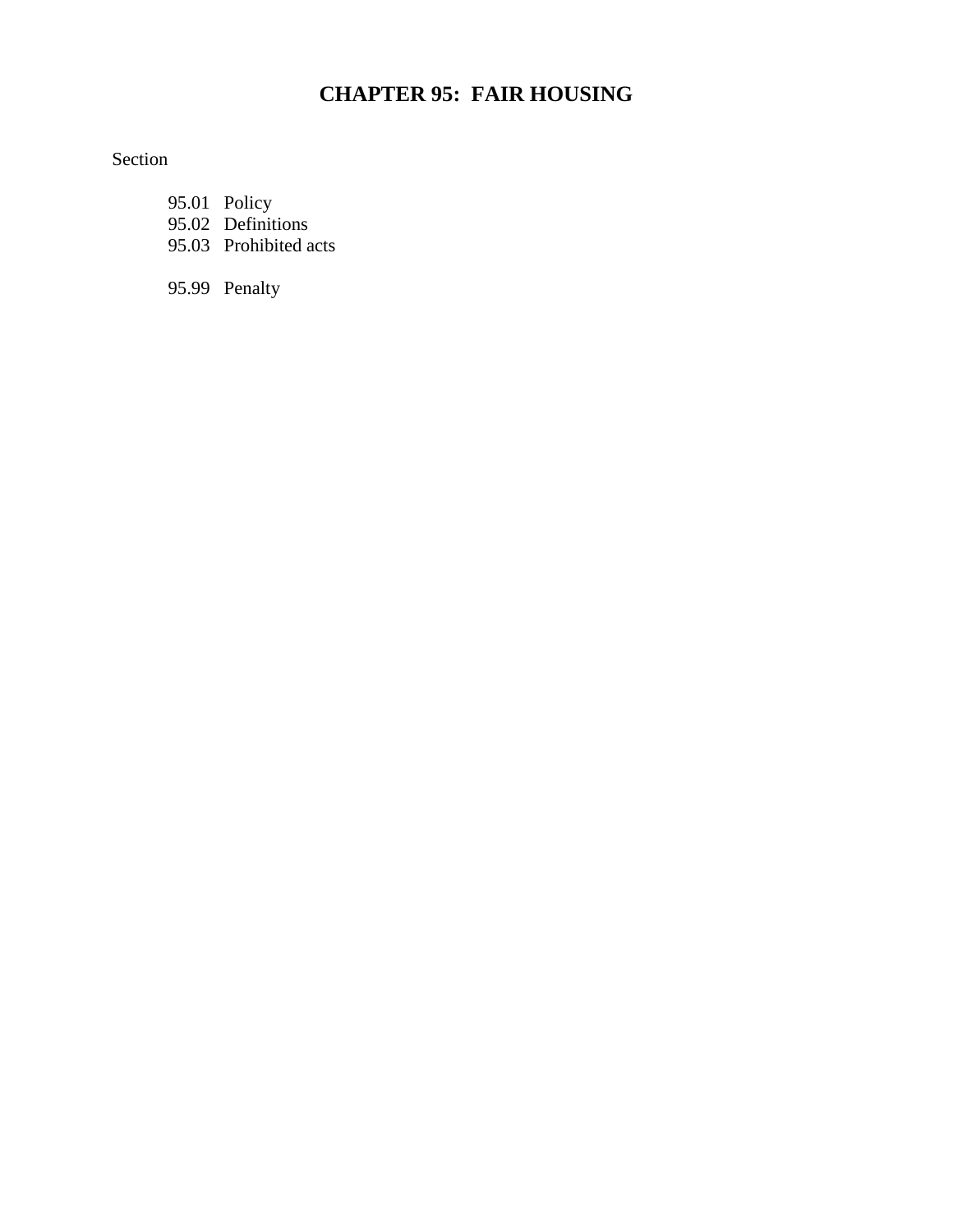# CHAPTER 95: FAIR HOUSING

Section

95.01 Policy
95.02 Definitions
95.03 Prohibited acts

95.99 Penalty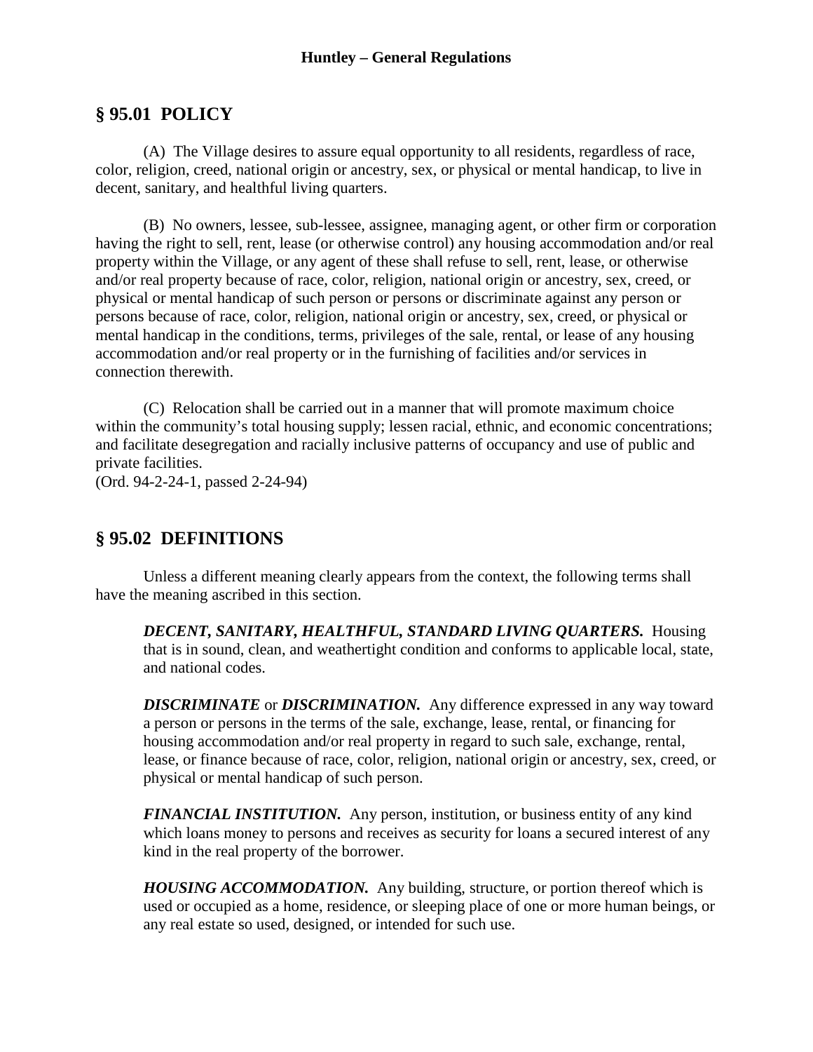## § 95.01 POLICY

(A) The Village desires to assure equal opportunity to all residents, regardless of race, color, religion, creed, national origin or ancestry, sex, or physical or mental handicap, to live in decent, sanitary, and healthful living quarters.

(B) No owners, lessee, sub-lessee, assignee, managing agent, or other firm or corporation having the right to sell, rent, lease (or otherwise control) any housing accommodation and/or real property within the Village, or any agent of these shall refuse to sell, rent, lease, or otherwise and/or real property because of race, color, religion, national origin or ancestry, sex, creed, or physical or mental handicap of such person or persons or discriminate against any person or persons because of race, color, religion, national origin or ancestry, sex, creed, or physical or mental handicap in the conditions, terms, privileges of the sale, rental, or lease of any housing accommodation and/or real property or in the furnishing of facilities and/or services in connection therewith.

(C) Relocation shall be carried out in a manner that will promote maximum choice within the community's total housing supply; lessen racial, ethnic, and economic concentrations; and facilitate desegregation and racially inclusive patterns of occupancy and use of public and private facilities.
(Ord. 94-2-24-1, passed 2-24-94)

## § 95.02 DEFINITIONS

Unless a different meaning clearly appears from the context, the following terms shall have the meaning ascribed in this section.

***DECENT, SANITARY, HEALTHFUL, STANDARD LIVING QUARTERS.*** Housing that is in sound, clean, and weathertight condition and conforms to applicable local, state, and national codes.

***DISCRIMINATE*** or ***DISCRIMINATION.*** Any difference expressed in any way toward a person or persons in the terms of the sale, exchange, lease, rental, or financing for housing accommodation and/or real property in regard to such sale, exchange, rental, lease, or finance because of race, color, religion, national origin or ancestry, sex, creed, or physical or mental handicap of such person.

***FINANCIAL INSTITUTION.*** Any person, institution, or business entity of any kind which loans money to persons and receives as security for loans a secured interest of any kind in the real property of the borrower.

***HOUSING ACCOMMODATION.*** Any building, structure, or portion thereof which is used or occupied as a home, residence, or sleeping place of one or more human beings, or any real estate so used, designed, or intended for such use.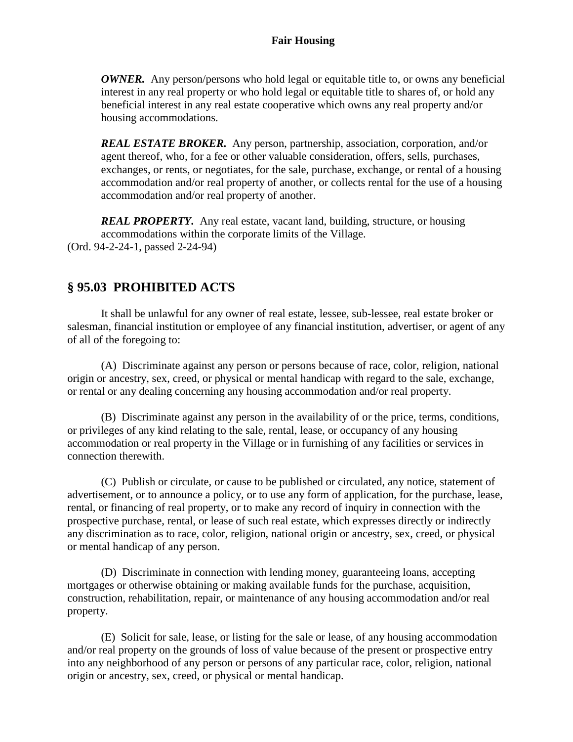***OWNER.*** Any person/persons who hold legal or equitable title to, or owns any beneficial interest in any real property or who hold legal or equitable title to shares of, or hold any beneficial interest in any real estate cooperative which owns any real property and/or housing accommodations.

***REAL ESTATE BROKER.*** Any person, partnership, association, corporation, and/or agent thereof, who, for a fee or other valuable consideration, offers, sells, purchases, exchanges, or rents, or negotiates, for the sale, purchase, exchange, or rental of a housing accommodation and/or real property of another, or collects rental for the use of a housing accommodation and/or real property of another.

***REAL PROPERTY.*** Any real estate, vacant land, building, structure, or housing accommodations within the corporate limits of the Village.

(Ord. 94-2-24-1, passed 2-24-94)

## § 95.03 PROHIBITED ACTS

It shall be unlawful for any owner of real estate, lessee, sub-lessee, real estate broker or salesman, financial institution or employee of any financial institution, advertiser, or agent of any of all of the foregoing to:

(A) Discriminate against any person or persons because of race, color, religion, national origin or ancestry, sex, creed, or physical or mental handicap with regard to the sale, exchange, or rental or any dealing concerning any housing accommodation and/or real property.

(B) Discriminate against any person in the availability of or the price, terms, conditions, or privileges of any kind relating to the sale, rental, lease, or occupancy of any housing accommodation or real property in the Village or in furnishing of any facilities or services in connection therewith.

(C) Publish or circulate, or cause to be published or circulated, any notice, statement of advertisement, or to announce a policy, or to use any form of application, for the purchase, lease, rental, or financing of real property, or to make any record of inquiry in connection with the prospective purchase, rental, or lease of such real estate, which expresses directly or indirectly any discrimination as to race, color, religion, national origin or ancestry, sex, creed, or physical or mental handicap of any person.

(D) Discriminate in connection with lending money, guaranteeing loans, accepting mortgages or otherwise obtaining or making available funds for the purchase, acquisition, construction, rehabilitation, repair, or maintenance of any housing accommodation and/or real property.

(E) Solicit for sale, lease, or listing for the sale or lease, of any housing accommodation and/or real property on the grounds of loss of value because of the present or prospective entry into any neighborhood of any person or persons of any particular race, color, religion, national origin or ancestry, sex, creed, or physical or mental handicap.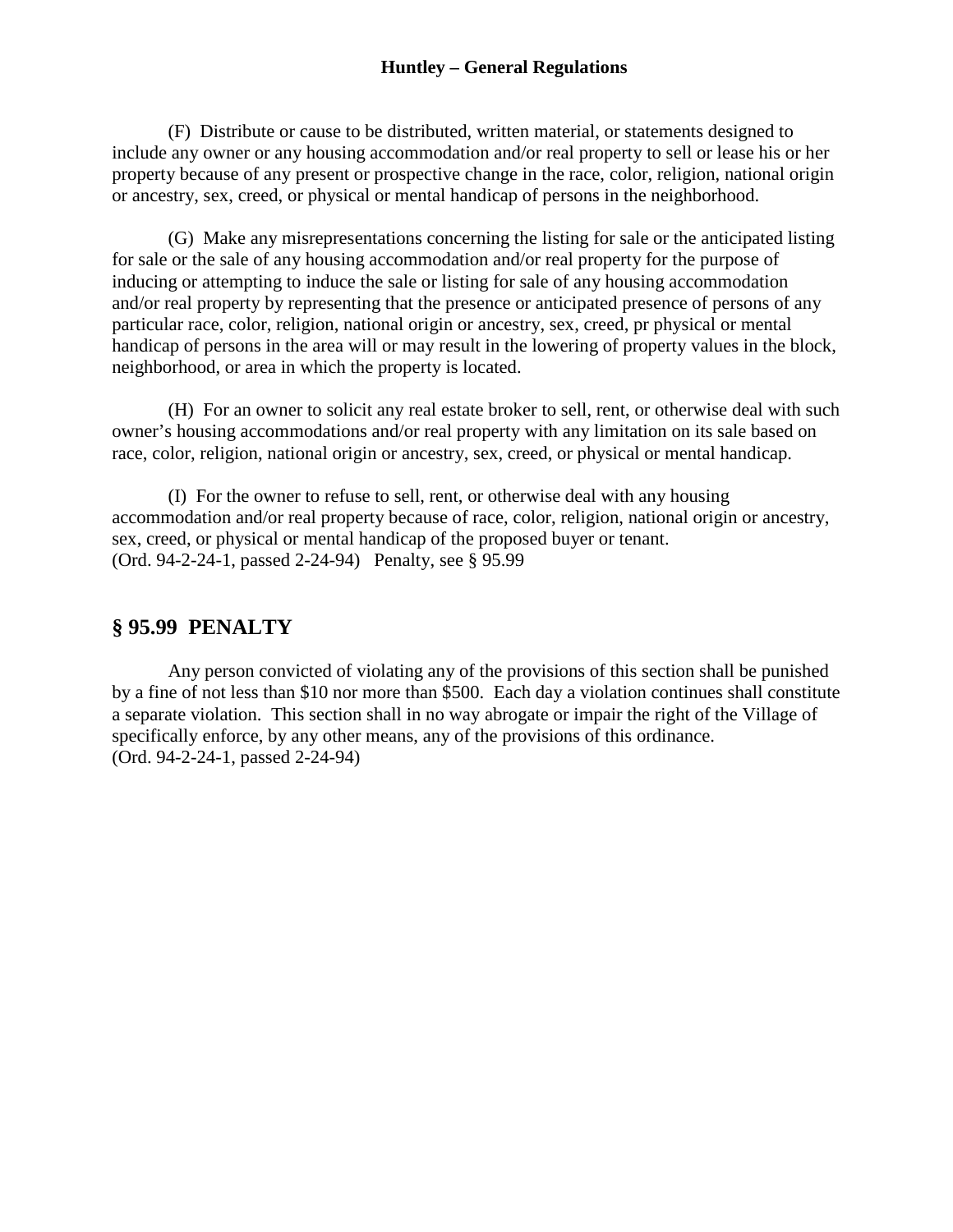(F) Distribute or cause to be distributed, written material, or statements designed to include any owner or any housing accommodation and/or real property to sell or lease his or her property because of any present or prospective change in the race, color, religion, national origin or ancestry, sex, creed, or physical or mental handicap of persons in the neighborhood.

(G) Make any misrepresentations concerning the listing for sale or the anticipated listing for sale or the sale of any housing accommodation and/or real property for the purpose of inducing or attempting to induce the sale or listing for sale of any housing accommodation and/or real property by representing that the presence or anticipated presence of persons of any particular race, color, religion, national origin or ancestry, sex, creed, pr physical or mental handicap of persons in the area will or may result in the lowering of property values in the block, neighborhood, or area in which the property is located.

(H) For an owner to solicit any real estate broker to sell, rent, or otherwise deal with such owner's housing accommodations and/or real property with any limitation on its sale based on race, color, religion, national origin or ancestry, sex, creed, or physical or mental handicap.

(I) For the owner to refuse to sell, rent, or otherwise deal with any housing accommodation and/or real property because of race, color, religion, national origin or ancestry, sex, creed, or physical or mental handicap of the proposed buyer or tenant.
(Ord. 94-2-24-1, passed 2-24-94) Penalty, see § 95.99

## § 95.99 PENALTY

Any person convicted of violating any of the provisions of this section shall be punished by a fine of not less than $10 nor more than $500. Each day a violation continues shall constitute a separate violation. This section shall in no way abrogate or impair the right of the Village of specifically enforce, by any other means, any of the provisions of this ordinance.
(Ord. 94-2-24-1, passed 2-24-94)